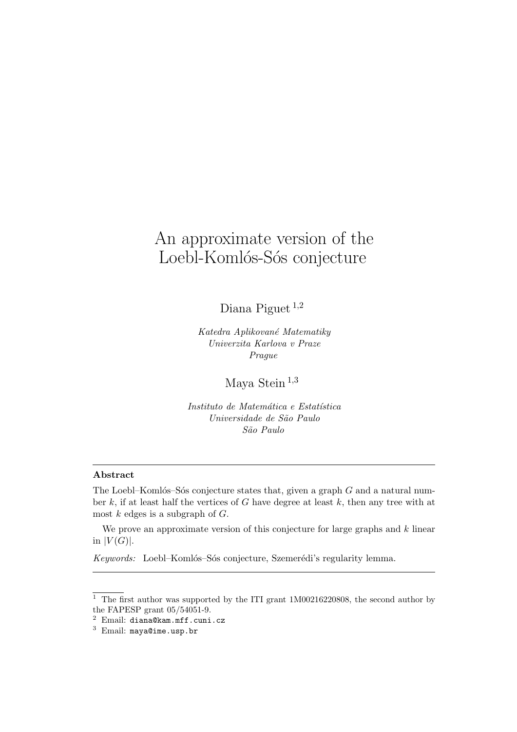# An approximate version of the Loebl-Komlós-Sós conjecture

Diana Piguet [1,2]

*Katedra Aplikované Matematiky*
*Univerzita Karlova v Praze*
*Prague*

Maya Stein [1,3]

*Instituto de Matemática e Estatística*
*Universidade de São Paulo*
*São Paulo*

---

**Abstract**

The Loebl–Komlós–Sós conjecture states that, given a graph $G$ and a natural number $k$, if at least half the vertices of $G$ have degree at least $k$, then any tree with at most $k$ edges is a subgraph of $G$.

We prove an approximate version of this conjecture for large graphs and $k$ linear in $|V(G)|$.

*Keywords:* Loebl–Komlós–Sós conjecture, Szemerédi's regularity lemma.

---

[1] The first author was supported by the ITI grant 1M00216220808, the second author by the FAPESP grant 05/54051-9.

[2] Email: diana@kam.mff.cuni.cz

[3] Email: maya@ime.usp.br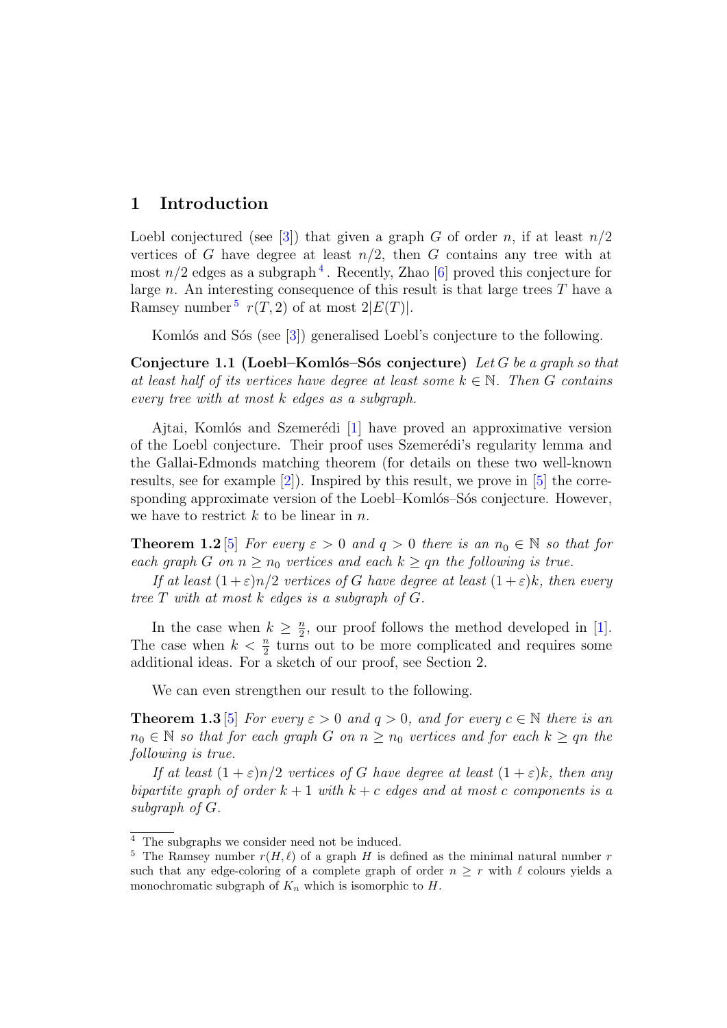## 1 Introduction

Loebl conjectured (see [3]) that given a graph $G$ of order $n$, if at least $n/2$ vertices of $G$ have degree at least $n/2$, then $G$ contains any tree with at most $n/2$ edges as a subgraph [4]. Recently, Zhao [6] proved this conjecture for large $n$. An interesting consequence of this result is that large trees $T$ have a Ramsey number [5] $r(T, 2)$ of at most $2|E(T)|$.

Komlós and Sós (see [3]) generalised Loebl's conjecture to the following.

**Conjecture 1.1 (Loebl–Komlós–Sós conjecture)** *Let $G$ be a graph so that at least half of its vertices have degree at least some $k \in \mathbb{N}$. Then $G$ contains every tree with at most $k$ edges as a subgraph.*

Ajtai, Komlós and Szemerédi [1] have proved an approximative version of the Loebl conjecture. Their proof uses Szemerédi's regularity lemma and the Gallai-Edmonds matching theorem (for details on these two well-known results, see for example [2]). Inspired by this result, we prove in [5] the corresponding approximate version of the Loebl–Komlós–Sós conjecture. However, we have to restrict $k$ to be linear in $n$.

**Theorem 1.2** [5] *For every $\varepsilon > 0$ and $q > 0$ there is an $n_0 \in \mathbb{N}$ so that for each graph $G$ on $n \geq n_0$ vertices and each $k \geq qn$ the following is true.*

*If at least $(1+\varepsilon)n/2$ vertices of $G$ have degree at least $(1+\varepsilon)k$, then every tree $T$ with at most $k$ edges is a subgraph of $G$.*

In the case when $k \geq \frac{n}{2}$, our proof follows the method developed in [1]. The case when $k < \frac{n}{2}$ turns out to be more complicated and requires some additional ideas. For a sketch of our proof, see Section 2.

We can even strengthen our result to the following.

**Theorem 1.3** [5] *For every $\varepsilon > 0$ and $q > 0$, and for every $c \in \mathbb{N}$ there is an $n_0 \in \mathbb{N}$ so that for each graph $G$ on $n \geq n_0$ vertices and for each $k \geq qn$ the following is true.*

*If at least $(1+\varepsilon)n/2$ vertices of $G$ have degree at least $(1+\varepsilon)k$, then any bipartite graph of order $k+1$ with $k+c$ edges and at most $c$ components is a subgraph of $G$.*

---

[4] The subgraphs we consider need not be induced.

[5] The Ramsey number $r(H, \ell)$ of a graph $H$ is defined as the minimal natural number $r$ such that any edge-coloring of a complete graph of order $n \geq r$ with $\ell$ colours yields a monochromatic subgraph of $K_n$ which is isomorphic to $H$.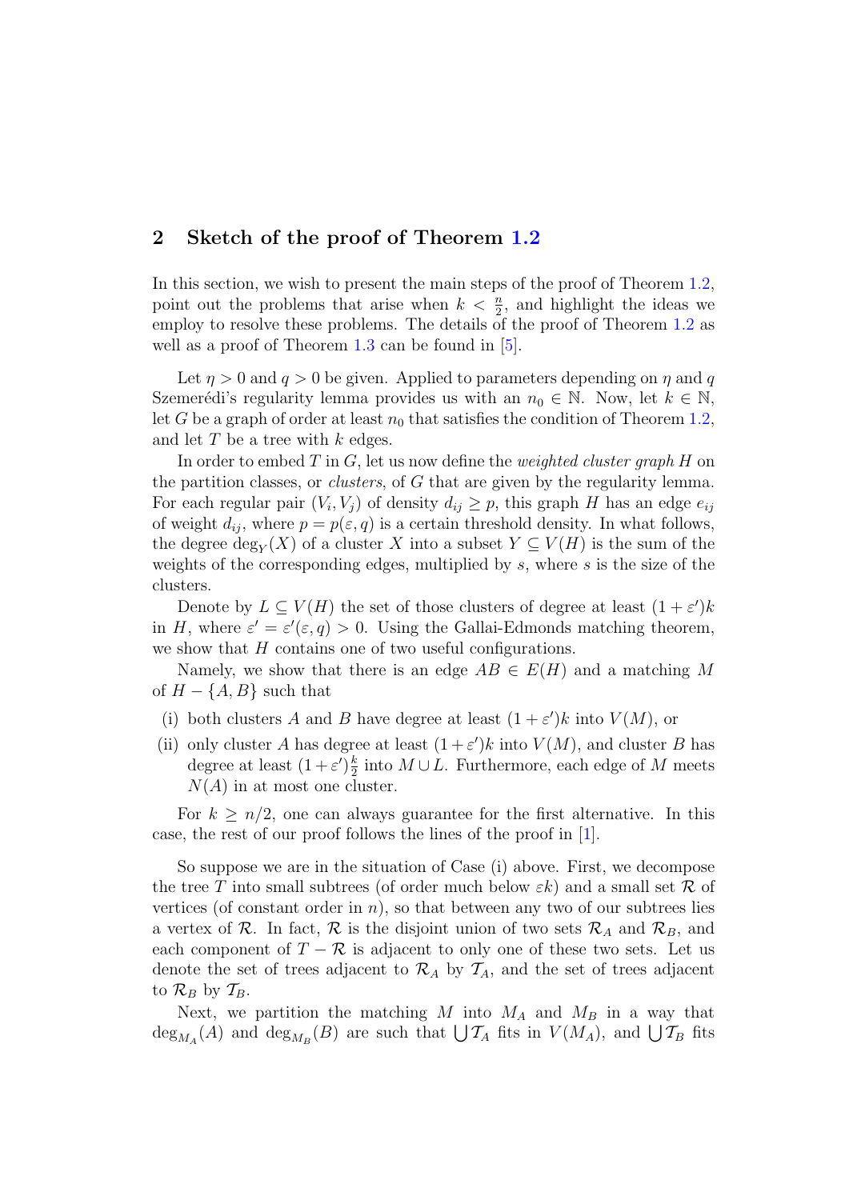## 2 Sketch of the proof of Theorem 1.2

In this section, we wish to present the main steps of the proof of Theorem 1.2, point out the problems that arise when $k < \frac{n}{2}$, and highlight the ideas we employ to resolve these problems. The details of the proof of Theorem 1.2 as well as a proof of Theorem 1.3 can be found in [5].

Let $\eta > 0$ and $q > 0$ be given. Applied to parameters depending on $\eta$ and $q$ Szemerédi's regularity lemma provides us with an $n_0 \in \mathbb{N}$. Now, let $k \in \mathbb{N}$, let $G$ be a graph of order at least $n_0$ that satisfies the condition of Theorem 1.2, and let $T$ be a tree with $k$ edges.

In order to embed $T$ in $G$, let us now define the *weighted cluster graph* $H$ on the partition classes, or *clusters*, of $G$ that are given by the regularity lemma. For each regular pair $(V_i, V_j)$ of density $d_{ij} \geq p$, this graph $H$ has an edge $e_{ij}$ of weight $d_{ij}$, where $p = p(\varepsilon, q)$ is a certain threshold density. In what follows, the degree $\deg_Y(X)$ of a cluster $X$ into a subset $Y \subseteq V(H)$ is the sum of the weights of the corresponding edges, multiplied by $s$, where $s$ is the size of the clusters.

Denote by $L \subseteq V(H)$ the set of those clusters of degree at least $(1+\varepsilon')k$ in $H$, where $\varepsilon' = \varepsilon'(\varepsilon, q) > 0$. Using the Gallai-Edmonds matching theorem, we show that $H$ contains one of two useful configurations.

Namely, we show that there is an edge $AB \in E(H)$ and a matching $M$ of $H - \{A, B\}$ such that

(i) both clusters $A$ and $B$ have degree at least $(1+\varepsilon')k$ into $V(M)$, or

(ii) only cluster $A$ has degree at least $(1+\varepsilon')k$ into $V(M)$, and cluster $B$ has degree at least $(1+\varepsilon')\frac{k}{2}$ into $M \cup L$. Furthermore, each edge of $M$ meets $N(A)$ in at most one cluster.

For $k \geq n/2$, one can always guarantee for the first alternative. In this case, the rest of our proof follows the lines of the proof in [1].

So suppose we are in the situation of Case (i) above. First, we decompose the tree $T$ into small subtrees (of order much below $\varepsilon k$) and a small set $\mathcal{R}$ of vertices (of constant order in $n$), so that between any two of our subtrees lies a vertex of $\mathcal{R}$. In fact, $\mathcal{R}$ is the disjoint union of two sets $\mathcal{R}_A$ and $\mathcal{R}_B$, and each component of $T - \mathcal{R}$ is adjacent to only one of these two sets. Let us denote the set of trees adjacent to $\mathcal{R}_A$ by $\mathcal{T}_A$, and the set of trees adjacent to $\mathcal{R}_B$ by $\mathcal{T}_B$.

Next, we partition the matching $M$ into $M_A$ and $M_B$ in a way that $\deg_{M_A}(A)$ and $\deg_{M_B}(B)$ are such that $\bigcup \mathcal{T}_A$ fits in $V(M_A)$, and $\bigcup \mathcal{T}_B$ fits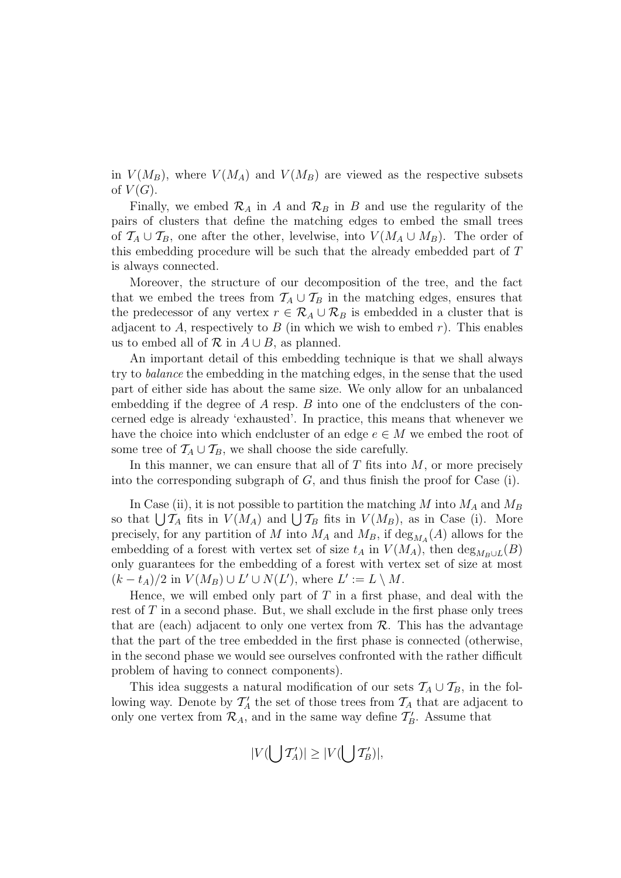in $V(M_B)$, where $V(M_A)$ and $V(M_B)$ are viewed as the respective subsets of $V(G)$.

Finally, we embed $\mathcal{R}_A$ in $A$ and $\mathcal{R}_B$ in $B$ and use the regularity of the pairs of clusters that define the matching edges to embed the small trees of $\mathcal{T}_A \cup \mathcal{T}_B$, one after the other, levelwise, into $V(M_A \cup M_B)$. The order of this embedding procedure will be such that the already embedded part of $T$ is always connected.

Moreover, the structure of our decomposition of the tree, and the fact that we embed the trees from $\mathcal{T}_A \cup \mathcal{T}_B$ in the matching edges, ensures that the predecessor of any vertex $r \in \mathcal{R}_A \cup \mathcal{R}_B$ is embedded in a cluster that is adjacent to $A$, respectively to $B$ (in which we wish to embed $r$). This enables us to embed all of $\mathcal{R}$ in $A \cup B$, as planned.

An important detail of this embedding technique is that we shall always try to *balance* the embedding in the matching edges, in the sense that the used part of either side has about the same size. We only allow for an unbalanced embedding if the degree of $A$ resp. $B$ into one of the endclusters of the concerned edge is already 'exhausted'. In practice, this means that whenever we have the choice into which endcluster of an edge $e \in M$ we embed the root of some tree of $\mathcal{T}_A \cup \mathcal{T}_B$, we shall choose the side carefully.

In this manner, we can ensure that all of $T$ fits into $M$, or more precisely into the corresponding subgraph of $G$, and thus finish the proof for Case (i).

In Case (ii), it is not possible to partition the matching $M$ into $M_A$ and $M_B$ so that $\bigcup \mathcal{T}_A$ fits in $V(M_A)$ and $\bigcup \mathcal{T}_B$ fits in $V(M_B)$, as in Case (i). More precisely, for any partition of $M$ into $M_A$ and $M_B$, if $\deg_{M_A}(A)$ allows for the embedding of a forest with vertex set of size $t_A$ in $V(M_A)$, then $\deg_{M_B \cup L}(B)$ only guarantees for the embedding of a forest with vertex set of size at most $(k - t_A)/2$ in $V(M_B) \cup L' \cup N(L')$, where $L' := L \setminus M$.

Hence, we will embed only part of $T$ in a first phase, and deal with the rest of $T$ in a second phase. But, we shall exclude in the first phase only trees that are (each) adjacent to only one vertex from $\mathcal{R}$. This has the advantage that the part of the tree embedded in the first phase is connected (otherwise, in the second phase we would see ourselves confronted with the rather difficult problem of having to connect components).

This idea suggests a natural modification of our sets $\mathcal{T}_A \cup \mathcal{T}_B$, in the following way. Denote by $\mathcal{T}'_A$ the set of those trees from $\mathcal{T}_A$ that are adjacent to only one vertex from $\mathcal{R}_A$, and in the same way define $\mathcal{T}'_B$. Assume that

$$|V(\bigcup \mathcal{T}'_A)| \geq |V(\bigcup \mathcal{T}'_B)|,$$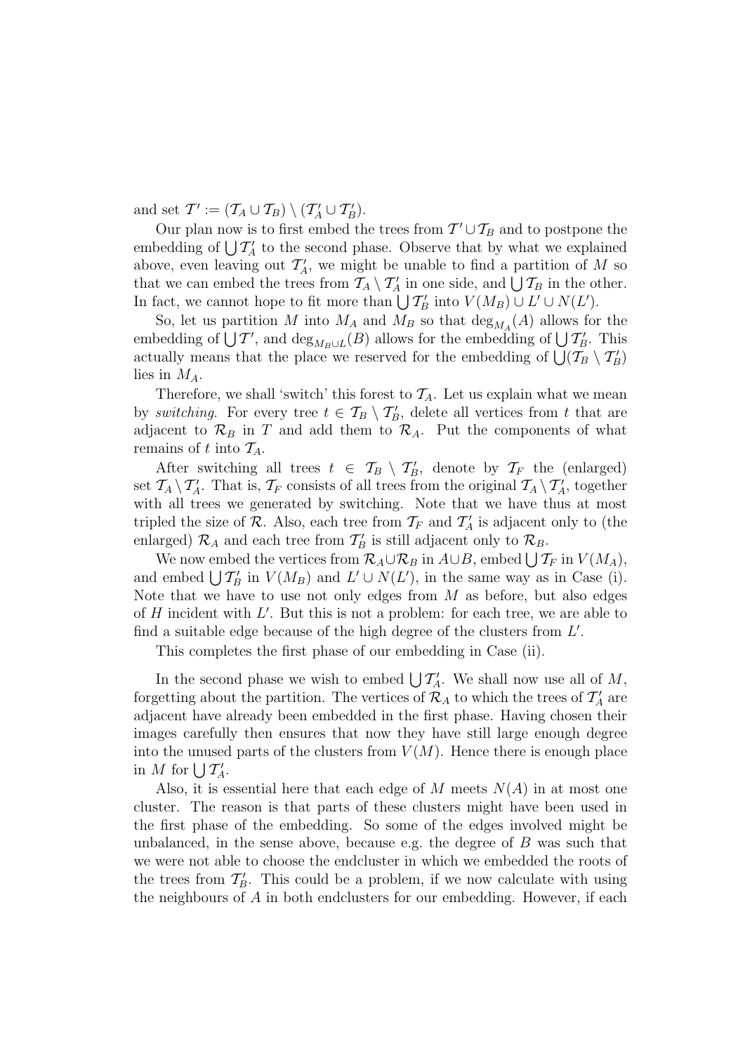and set $\mathcal{T}' := (\mathcal{T}_A \cup \mathcal{T}_B) \setminus (\mathcal{T}'_A \cup \mathcal{T}'_B)$.

Our plan now is to first embed the trees from $\mathcal{T}' \cup \mathcal{T}_B$ and to postpone the embedding of $\bigcup \mathcal{T}'_A$ to the second phase. Observe that by what we explained above, even leaving out $\mathcal{T}'_A$, we might be unable to find a partition of $M$ so that we can embed the trees from $\mathcal{T}_A \setminus \mathcal{T}'_A$ in one side, and $\bigcup \mathcal{T}_B$ in the other. In fact, we cannot hope to fit more than $\bigcup \mathcal{T}'_B$ into $V(M_B) \cup L' \cup N(L')$.

So, let us partition $M$ into $M_A$ and $M_B$ so that $\deg_{M_A}(A)$ allows for the embedding of $\bigcup \mathcal{T}'$, and $\deg_{M_B \cup L}(B)$ allows for the embedding of $\bigcup \mathcal{T}'_B$. This actually means that the place we reserved for the embedding of $\bigcup(\mathcal{T}_B \setminus \mathcal{T}'_B)$ lies in $M_A$.

Therefore, we shall 'switch' this forest to $\mathcal{T}_A$. Let us explain what we mean by *switching*. For every tree $t \in \mathcal{T}_B \setminus \mathcal{T}'_B$, delete all vertices from $t$ that are adjacent to $\mathcal{R}_B$ in $T$ and add them to $\mathcal{R}_A$. Put the components of what remains of $t$ into $\mathcal{T}_A$.

After switching all trees $t \in \mathcal{T}_B \setminus \mathcal{T}'_B$, denote by $\mathcal{T}_F$ the (enlarged) set $\mathcal{T}_A \setminus \mathcal{T}'_A$. That is, $\mathcal{T}_F$ consists of all trees from the original $\mathcal{T}_A \setminus \mathcal{T}'_A$, together with all trees we generated by switching. Note that we have thus at most tripled the size of $\mathcal{R}$. Also, each tree from $\mathcal{T}_F$ and $\mathcal{T}'_A$ is adjacent only to (the enlarged) $\mathcal{R}_A$ and each tree from $\mathcal{T}'_B$ is still adjacent only to $\mathcal{R}_B$.

We now embed the vertices from $\mathcal{R}_A \cup \mathcal{R}_B$ in $A \cup B$, embed $\bigcup \mathcal{T}_F$ in $V(M_A)$, and embed $\bigcup \mathcal{T}'_B$ in $V(M_B)$ and $L' \cup N(L')$, in the same way as in Case (i). Note that we have to use not only edges from $M$ as before, but also edges of $H$ incident with $L'$. But this is not a problem: for each tree, we are able to find a suitable edge because of the high degree of the clusters from $L'$.

This completes the first phase of our embedding in Case (ii).

In the second phase we wish to embed $\bigcup \mathcal{T}'_A$. We shall now use all of $M$, forgetting about the partition. The vertices of $\mathcal{R}_A$ to which the trees of $\mathcal{T}'_A$ are adjacent have already been embedded in the first phase. Having chosen their images carefully then ensures that now they have still large enough degree into the unused parts of the clusters from $V(M)$. Hence there is enough place in $M$ for $\bigcup \mathcal{T}'_A$.

Also, it is essential here that each edge of $M$ meets $N(A)$ in at most one cluster. The reason is that parts of these clusters might have been used in the first phase of the embedding. So some of the edges involved might be unbalanced, in the sense above, because e.g. the degree of $B$ was such that we were not able to choose the endcluster in which we embedded the roots of the trees from $\mathcal{T}'_B$. This could be a problem, if we now calculate with using the neighbours of $A$ in both endclusters for our embedding. However, if each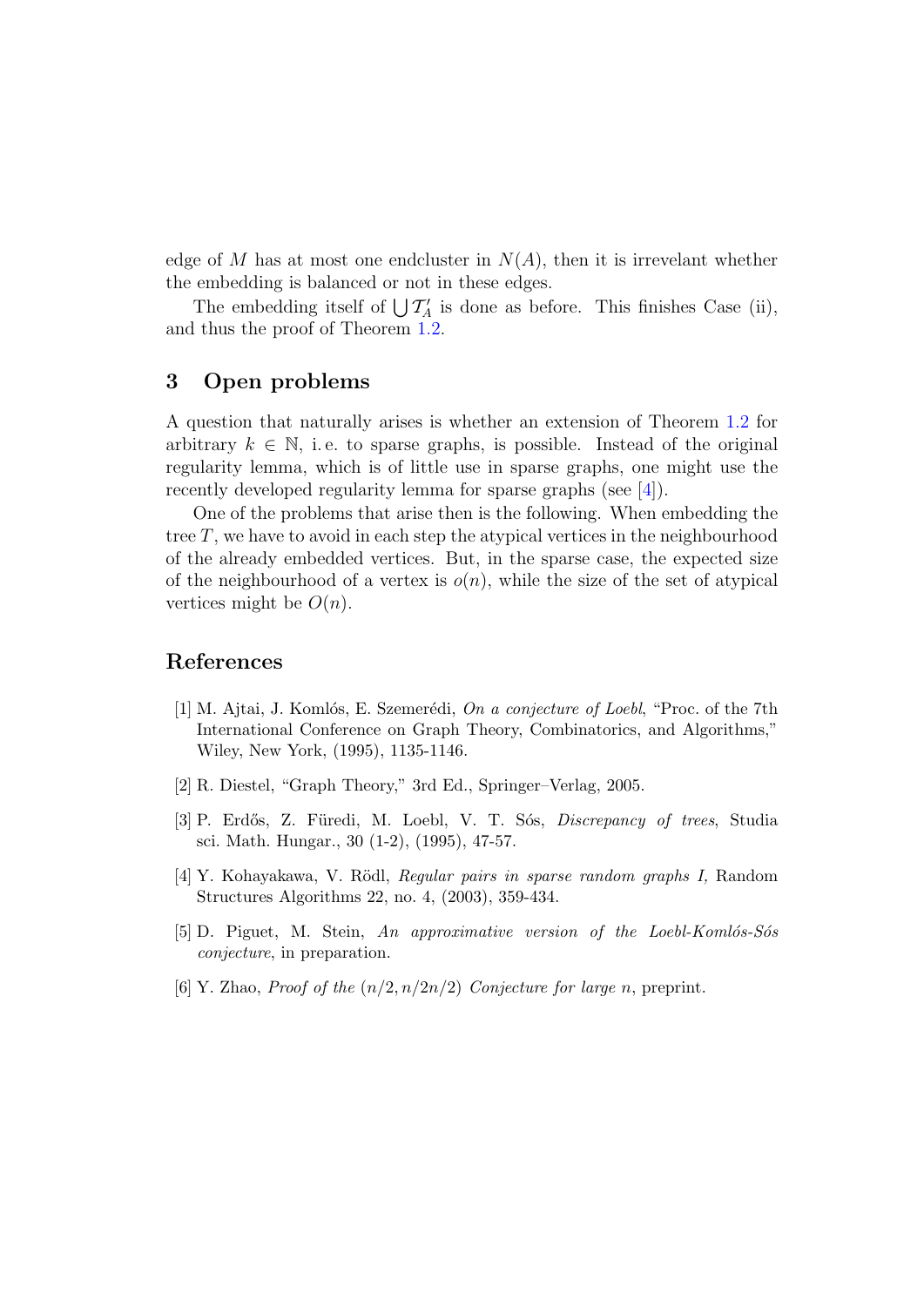edge of $M$ has at most one endcluster in $N(A)$, then it is irrevelant whether the embedding is balanced or not in these edges.

The embedding itself of $\bigcup \mathcal{T}'_A$ is done as before. This finishes Case (ii), and thus the proof of Theorem 1.2.

## 3 Open problems

A question that naturally arises is whether an extension of Theorem 1.2 for arbitrary $k \in \mathbb{N}$, i. e. to sparse graphs, is possible. Instead of the original regularity lemma, which is of little use in sparse graphs, one might use the recently developed regularity lemma for sparse graphs (see [4]).

One of the problems that arise then is the following. When embedding the tree $T$, we have to avoid in each step the atypical vertices in the neighbourhood of the already embedded vertices. But, in the sparse case, the expected size of the neighbourhood of a vertex is $o(n)$, while the size of the set of atypical vertices might be $O(n)$.

## References

[1] M. Ajtai, J. Komlós, E. Szemerédi, *On a conjecture of Loebl*, "Proc. of the 7th International Conference on Graph Theory, Combinatorics, and Algorithms," Wiley, New York, (1995), 1135-1146.

[2] R. Diestel, "Graph Theory," 3rd Ed., Springer–Verlag, 2005.

[3] P. Erdős, Z. Füredi, M. Loebl, V. T. Sós, *Discrepancy of trees*, Studia sci. Math. Hungar., 30 (1-2), (1995), 47-57.

[4] Y. Kohayakawa, V. Rödl, *Regular pairs in sparse random graphs I,* Random Structures Algorithms 22, no. 4, (2003), 359-434.

[5] D. Piguet, M. Stein, *An approximative version of the Loebl-Komlós-Sós conjecture*, in preparation.

[6] Y. Zhao, *Proof of the* $(n/2, n/2n/2)$ *Conjecture for large* $n$, preprint.